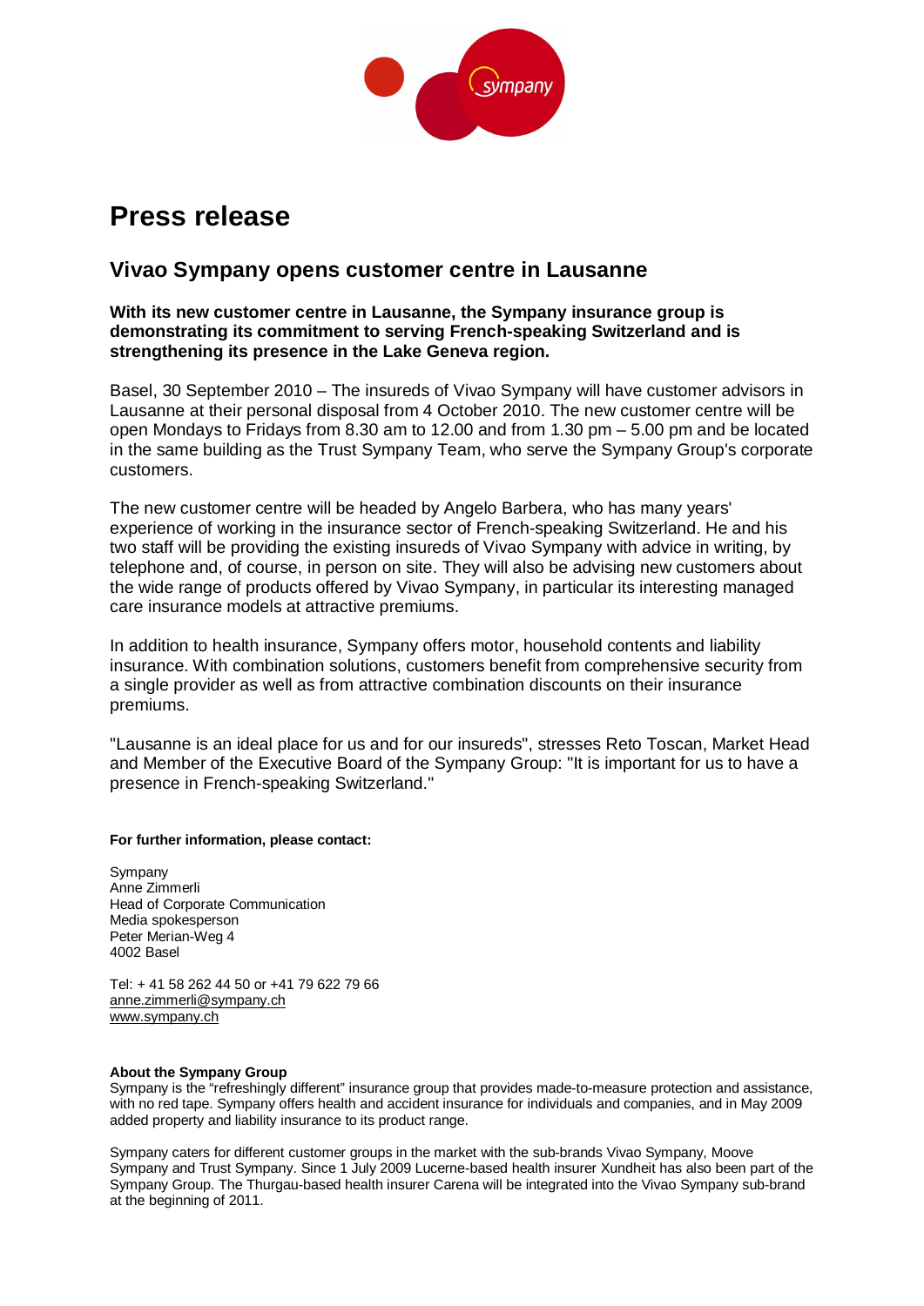# Press release

## Vivao Sympany opens customer centre in Lausanne

**With its new customer centre in Lausanne, the Sympany insurance group is demonstrating its commitment to serving French-speaking Switzerland and is strengthening its presence in the Lake Geneva region.**

Basel, 30 September 2010 – The insureds of Vivao Sympany will have customer advisors in Lausanne at their personal disposal from 4 October 2010. The new customer centre will be open Mondays to Fridays from 8.30 am to 12.00 and from 1.30 pm – 5.00 pm and be located in the same building as the Trust Sympany Team, who serve the Sympany Group's corporate customers.

The new customer centre will be headed by Angelo Barbera, who has many years' experience of working in the insurance sector of French-speaking Switzerland. He and his two staff will be providing the existing insureds of Vivao Sympany with advice in writing, by telephone and, of course, in person on site. They will also be advising new customers about the wide range of products offered by Vivao Sympany, in particular its interesting managed care insurance models at attractive premiums.

In addition to health insurance, Sympany offers motor, household contents and liability insurance. With combination solutions, customers benefit from comprehensive security from a single provider as well as from attractive combination discounts on their insurance premiums.

"Lausanne is an ideal place for us and for our insureds", stresses Reto Toscan, Market Head and Member of the Executive Board of the Sympany Group: "It is important for us to have a presence in French-speaking Switzerland."

**For further information, please contact:**

Sympany
Anne Zimmerli
Head of Corporate Communication
Media spokesperson
Peter Merian-Weg 4
4002 Basel

Tel: + 41 58 262 44 50 or +41 79 622 79 66
anne.zimmerli@sympany.ch
www.sympany.ch

**About the Sympany Group**
Sympany is the "refreshingly different" insurance group that provides made-to-measure protection and assistance, with no red tape. Sympany offers health and accident insurance for individuals and companies, and in May 2009 added property and liability insurance to its product range.

Sympany caters for different customer groups in the market with the sub-brands Vivao Sympany, Moove Sympany and Trust Sympany. Since 1 July 2009 Lucerne-based health insurer Xundheit has also been part of the Sympany Group. The Thurgau-based health insurer Carena will be integrated into the Vivao Sympany sub-brand at the beginning of 2011.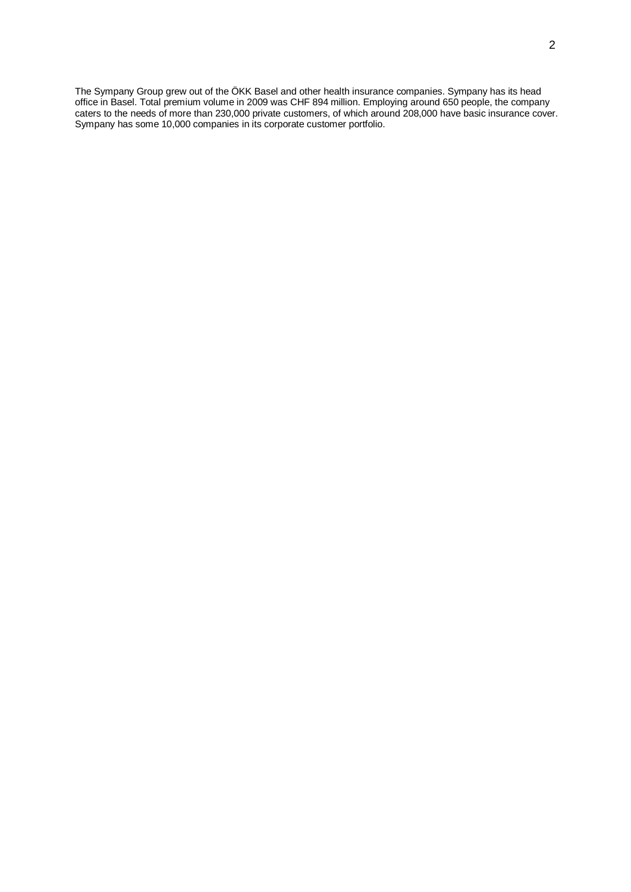The Sympany Group grew out of the ÖKK Basel and other health insurance companies. Sympany has its head office in Basel. Total premium volume in 2009 was CHF 894 million. Employing around 650 people, the company caters to the needs of more than 230,000 private customers, of which around 208,000 have basic insurance cover. Sympany has some 10,000 companies in its corporate customer portfolio.